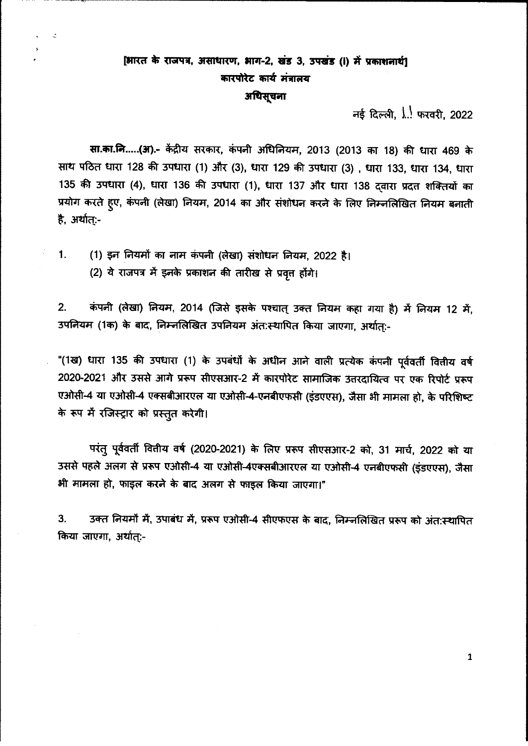[भारत के राजपत्र, असाधारण, भाग-2, खंड 3, उपखंड (i) में प्रकाशनार्थ]

**कारपोरेट कार्य मंत्रालय**

**अधिसूचना**

नई दिल्ली, 11 फरवरी, 2022

**सा.का.नि.....(अ).-** केंद्रीय सरकार, कंपनी अधिनियम, 2013 (2013 का 18) की धारा 469 के साथ पठित धारा 128 की उपधारा (1) और (3), धारा 129 की उपधारा (3) , धारा 133, धारा 134, धारा 135 की उपधारा (4), धारा 136 की उपधारा (1), धारा 137 और धारा 138 द्वारा प्रदत्त शक्तियों का प्रयोग करते हुए, कंपनी (लेखा) नियम, 2014 का और संशोधन करने के लिए निम्नलिखित नियम बनाती है, अर्थात्:-

1. (1) इन नियमों का नाम कंपनी (लेखा) संशोधन नियम, 2022 है।
   (2) ये राजपत्र में इनके प्रकाशन की तारीख से प्रवृत्त होंगे।

2. कंपनी (लेखा) नियम, 2014 (जिसे इसके पश्चात् उक्त नियम कहा गया है) में नियम 12 में, उपनियम (1क) के बाद, निम्नलिखित उपनियम अंत:स्थापित किया जाएगा, अर्थात्:-

"(1ख) धारा 135 की उपधारा (1) के उपबंधों के अधीन आने वाली प्रत्येक कंपनी पूर्ववर्ती वित्तीय वर्ष 2020-2021 और उससे आगे प्ररूप सीएसआर-2 में कारपोरेट सामाजिक उत्तरदायित्व पर एक रिपोर्ट प्ररूप एओसी-4 या एओसी-4 एक्सबीआरएल या एओसी-4-एनबीएफसी (इंडएएस), जैसा भी मामला हो, के परिशिष्ट के रूप में रजिस्ट्रार को प्रस्तुत करेगी।

परंतु पूर्ववर्ती वित्तीय वर्ष (2020-2021) के लिए प्ररूप सीएसआर-2 को, 31 मार्च, 2022 को या उससे पहले अलग से प्ररूप एओसी-4 या एओसी-4एक्सबीआरएल या एओसी-4 एनबीएफसी (इंडएएस), जैसा भी मामला हो, फाइल करने के बाद अलग से फाइल किया जाएगा।"

3. उक्त नियमों में, उपाबंध में, प्ररूप एओसी-4 सीएफएस के बाद, निम्नलिखित प्ररूप को अंत:स्थापित किया जाएगा, अर्थात्:-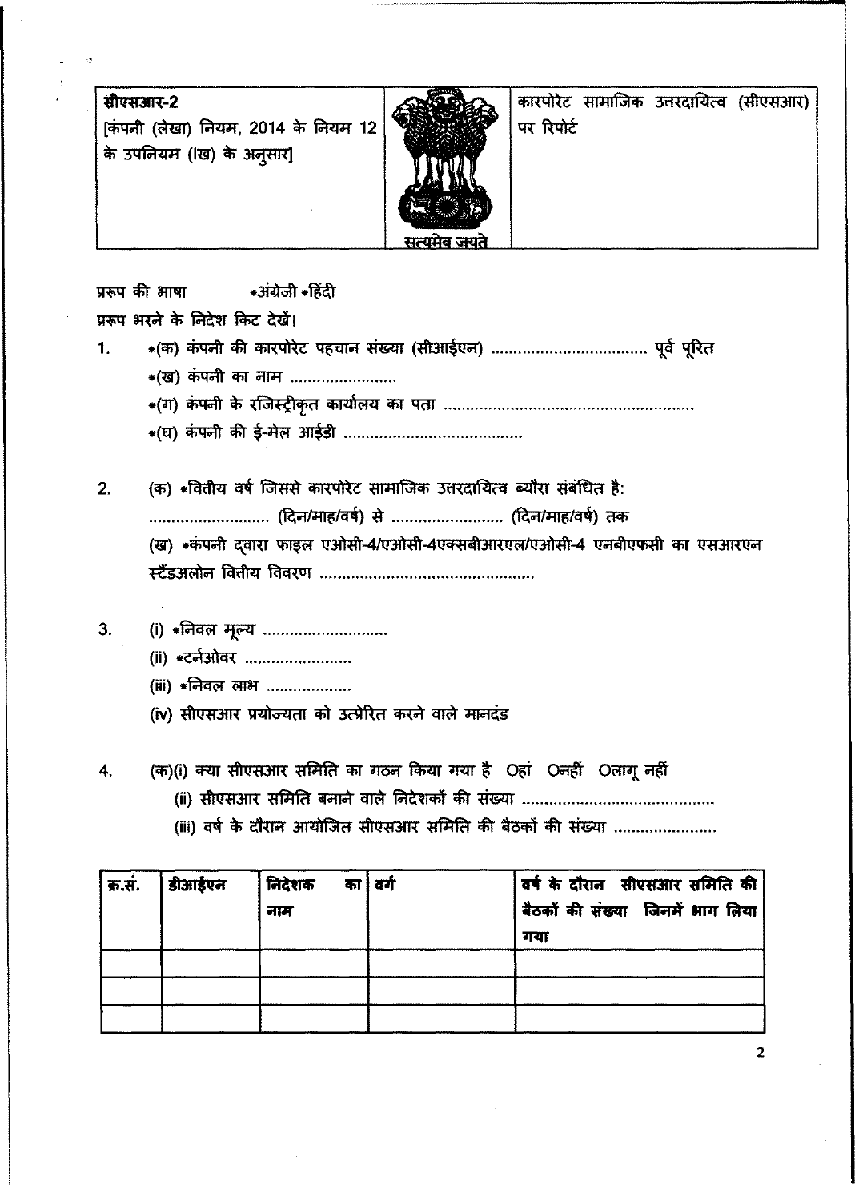| **सीएसआर-2**<br>[कंपनी (लेखा) नियम, 2014 के नियम 12 के उपनियम (ख) के अनुसार] | सत्यमेव जयते | कारपोरेट सामाजिक उत्तरदायित्व (सीएसआर) पर रिपोर्ट |
|---|---|---|

प्ररूप की भाषा       *अंग्रेजी *हिंदी

प्ररूप भरने के निदेश किट देखें।

1. *(क) कंपनी की कारपोरेट पहचान संख्या (सीआईएन) ................................. पूर्व पूरित
   *(ख) कंपनी का नाम ........................
   *(ग) कंपनी के रजिस्ट्रीकृत कार्यालय का पता .......................................................
   *(घ) कंपनी की ई-मेल आईडी ........................................

2. (क) *वित्तीय वर्ष जिससे कारपोरेट सामाजिक उत्तरदायित्व ब्यौरा संबंधित है:
   .......................... (दिन/माह/वर्ष) से ......................... (दिन/माह/वर्ष) तक
   (ख) *कंपनी द्वारा फाइल एओसी-4/एओसी-4एक्सबीआरएल/एओसी-4 एनबीएफसी का एसआरएन स्टैंडअलोन वित्तीय विवरण ................................................

3. (i) *निवल मूल्य ............................
   (ii) *टर्नओवर ........................
   (iii) *निवल लाभ ...................
   (iv) सीएसआर प्रयोज्यता को उत्प्रेरित करने वाले मानदंड

4. (क)(i) क्या सीएसआर समिति का गठन किया गया है  ○हां  ○नहीं  ○लागू नहीं
   (ii) सीएसआर समिति बनाने वाले निदेशकों की संख्या ..........................................
   (iii) वर्ष के दौरान आयोजित सीएसआर समिति की बैठकों की संख्या .......................

| क्र.सं. | डीआईएन | निदेशक का नाम | वर्ग | वर्ष के दौरान सीएसआर समिति की बैठकों की संख्या जिनमें भाग लिया गया |
|---|---|---|---|---|
| | | | | |
| | | | | |
| | | | | |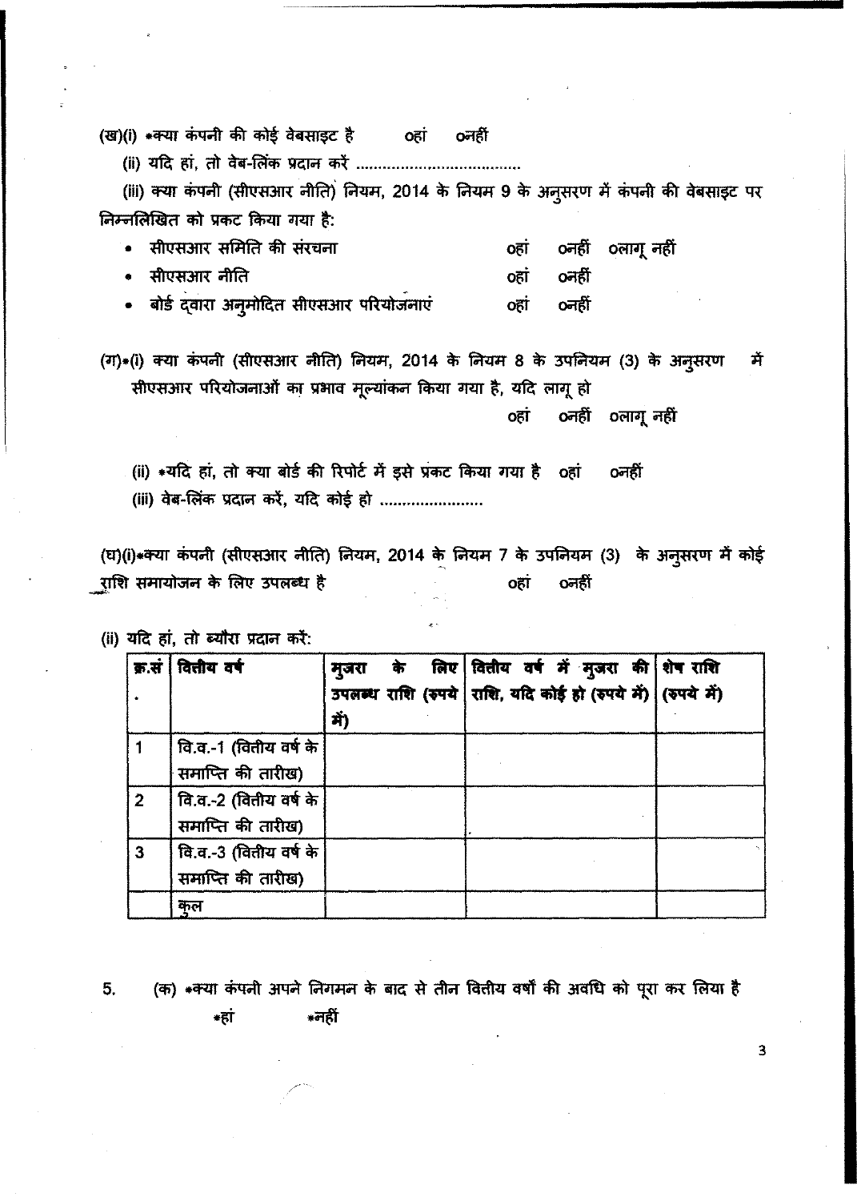(ख)(i) *क्या कंपनी की कोई वेबसाइट है      ○हां   ○नहीं

(ii) यदि हां, तो वेब-लिंक प्रदान करें .....................................

(iii) क्या कंपनी (सीएसआर नीति) नियम, 2014 के नियम 9 के अनुसरण में कंपनी की वेबसाइट पर निम्नलिखित को प्रकट किया गया है:

- सीएसआर समिति की संरचना      ○हां   ○नहीं   ○लागू नहीं
- सीएसआर नीति      ○हां   ○नहीं
- बोर्ड द्वारा अनुमोदित सीएसआर परियोजनाएं      ○हां   ○नहीं

(ग)*(i) क्या कंपनी (सीएसआर नीति) नियम, 2014 के नियम 8 के उपनियम (3) के अनुसरण में सीएसआर परियोजनाओं का प्रभाव मूल्यांकन किया गया है, यदि लागू हो

○हां   ○नहीं   ○लागू नहीं

(ii) *यदि हां, तो क्या बोर्ड की रिपोर्ट में इसे प्रकट किया गया है   ○हां   ○नहीं

(iii) वेब-लिंक प्रदान करें, यदि कोई हो .......................

(घ)(i)*क्या कंपनी (सीएसआर नीति) नियम, 2014 के नियम 7 के उपनियम (3) के अनुसरण में कोई राशि समायोजन के लिए उपलब्ध है      ○हां   ○नहीं

(ii) यदि हां, तो ब्यौरा प्रदान करें:

| क्र.सं. | वित्तीय वर्ष | मुजरा के लिए उपलब्ध राशि (रुपये में) | वित्तीय वर्ष में मुजरा की राशि, यदि कोई हो (रुपये में) | शेष राशि (रुपये में) |
|---|---|---|---|---|
| 1 | वि.व.-1 (वित्तीय वर्ष के समाप्ति की तारीख) | | | |
| 2 | वि.व.-2 (वित्तीय वर्ष के समाप्ति की तारीख) | | | |
| 3 | वि.व.-3 (वित्तीय वर्ष के समाप्ति की तारीख) | | | |
| | कुल | | | |

5. (क) *क्या कंपनी अपने निगमन के बाद से तीन वित्तीय वर्षों की अवधि को पूरा कर लिया है

*हां   *नहीं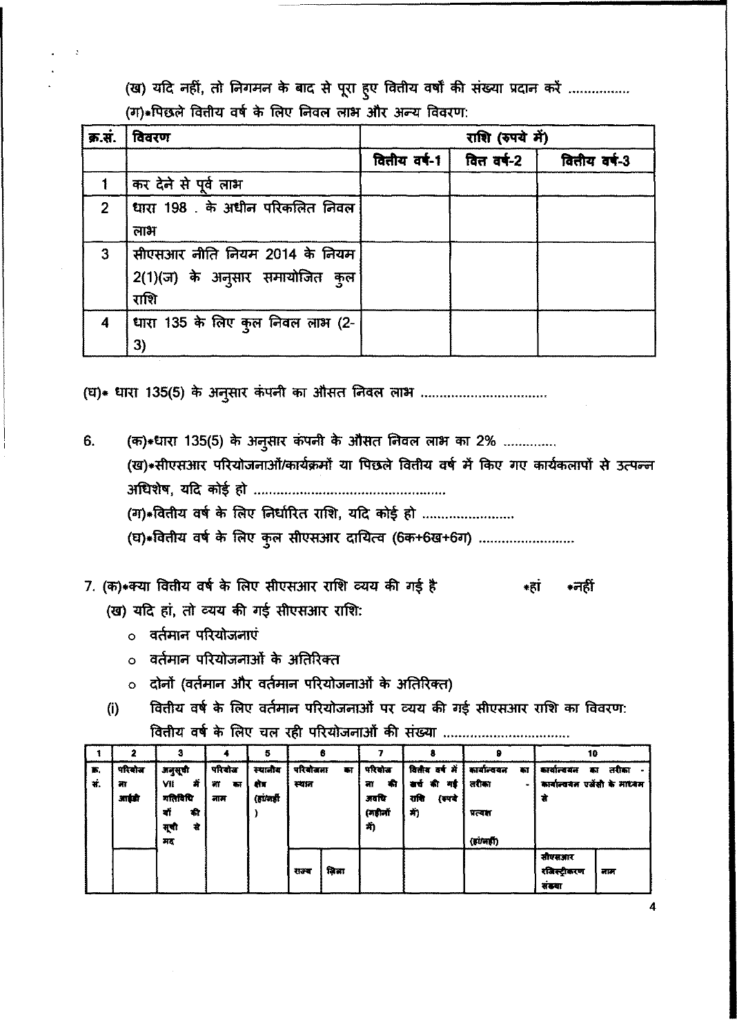(ख) यदि नहीं, तो निगमन के बाद से पूरा हुए वित्तीय वर्षों की संख्या प्रदान करें ................

(ग)*पिछले वित्तीय वर्ष के लिए निवल लाभ और अन्य विवरण:

| क्र.सं. | विवरण | राशि (रुपये में) | | |
|---|---|---|---|---|
| | | वित्तीय वर्ष-1 | वित्त वर्ष-2 | वित्तीय वर्ष-3 |
| 1 | कर देने से पूर्व लाभ | | | |
| 2 | धारा 198 . के अधीन परिकलित निवल लाभ | | | |
| 3 | सीएसआर नीति नियम 2014 के नियम 2(1)(ज) के अनुसार समायोजित कुल राशि | | | |
| 4 | धारा 135 के लिए कुल निवल लाभ (2-3) | | | |

(घ)* धारा 135(5) के अनुसार कंपनी का औसत निवल लाभ .................................

6. (क)*धारा 135(5) के अनुसार कंपनी के औसत निवल लाभ का 2% .............

(ख)*सीएसआर परियोजनाओं/कार्यक्रमों या पिछले वित्तीय वर्ष में किए गए कार्यकलापों से उत्पन्न अधिशेष, यदि कोई हो ................................................

(ग)*वित्तीय वर्ष के लिए निर्धारित राशि, यदि कोई हो ........................

(घ)*वित्तीय वर्ष के लिए कुल सीएसआर दायित्व (6क+6ख+6ग) .........................

7. (क)*क्या वित्तीय वर्ष के लिए सीएसआर राशि व्यय की गई है *हां *नहीं

(ख) यदि हां, तो व्यय की गई सीएसआर राशि:

- वर्तमान परियोजनाएं
- वर्तमान परियोजनाओं के अतिरिक्त
- दोनों (वर्तमान और वर्तमान परियोजनाओं के अतिरिक्त)

(i) वित्तीय वर्ष के लिए वर्तमान परियोजनाओं पर व्यय की गई सीएसआर राशि का विवरण:

वित्तीय वर्ष के लिए चल रही परियोजनाओं की संख्या .................................

| 1 | 2 | 3 | 4 | 5 | 6 | | 7 | 8 | 9 | 10 | |
|---|---|---|---|---|---|---|---|---|---|---|---|
| क्र. सं. | परियोजना आईडी | अनुसूची VII में गतिविधियों की सूची से मद | परियोजना का नाम | स्थानीय क्षेत्र (हां/नहीं) | परियोजना का स्थान | | परियोजना की अवधि (महीनों में) | वित्तीय वर्ष में खर्च की गई राशि (रुपये में) | कार्यान्वयन का तरीका - प्रत्यक्ष (हां/नहीं) | कार्यान्वयन का तरीका - कार्यान्वयन एजेंसी के माध्यम से | |
| | | | | | राज्य | ज़िला | | | | सीएसआर रजिस्ट्रीकरण संख्या | नाम |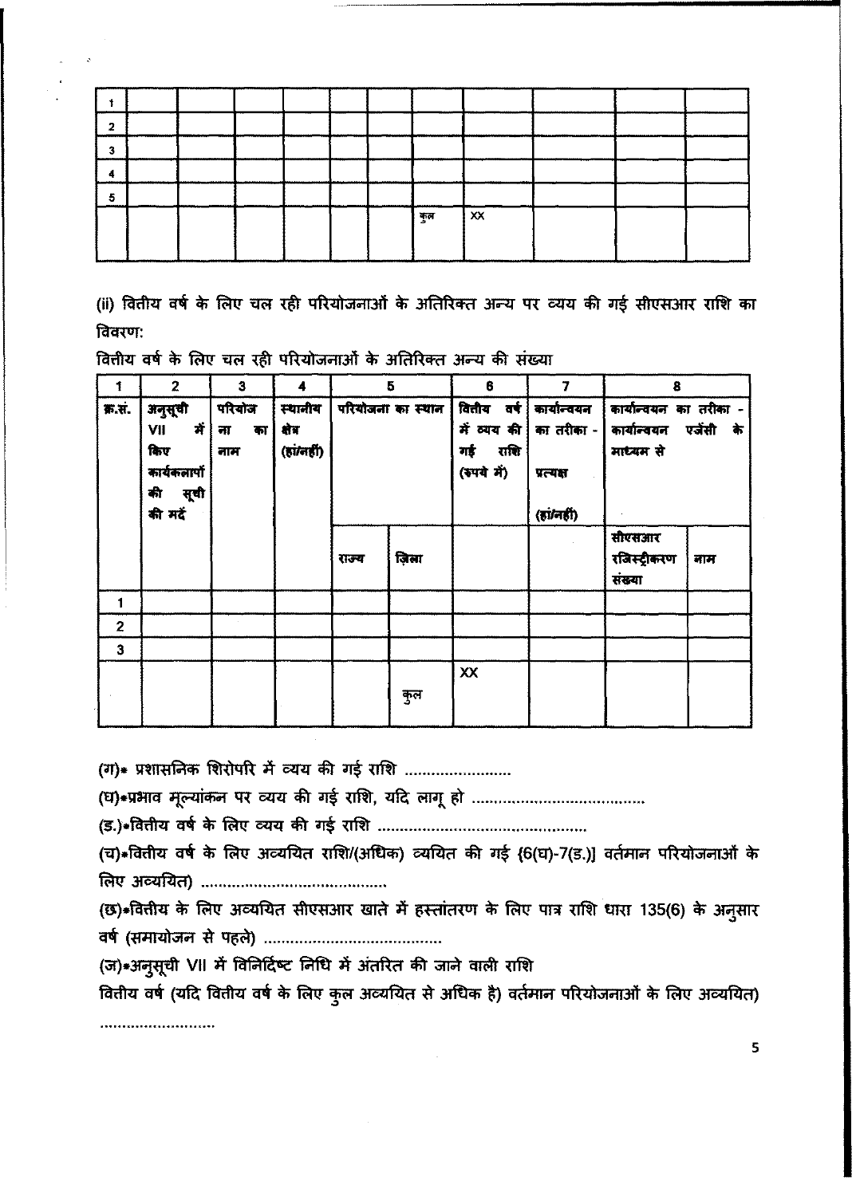| | | | | | | | | | | |
|---|---|---|---|---|---|---|---|---|---|---|
| 1 | | | | | | | | | | |
| 2 | | | | | | | | | | |
| 3 | | | | | | | | | | |
| 4 | | | | | | | | | | |
| 5 | | | | | | | | | | |
| | | | | | | | कुल | XX | | |

(ii) वित्तीय वर्ष के लिए चल रही परियोजनाओं के अतिरिक्त अन्य पर व्यय की गई सीएसआर राशि का विवरण:

वित्तीय वर्ष के लिए चल रही परियोजनाओं के अतिरिक्त अन्य की संख्या

| 1 | 2 | 3 | 4 | 5 | | 6 | 7 | 8 | |
|---|---|---|---|---|---|---|---|---|---|
| क्र.सं. | अनुसूची VII में किए कार्यकलापों की सूची की मदें | परियोजना का नाम | स्थानीय क्षेत्र (हां/नहीं) | परियोजना का स्थान | | वित्तीय वर्ष में व्यय की गई राशि (रुपये में) | कार्यान्वयन का तरीका - प्रत्यक्ष (हां/नहीं) | कार्यान्वयन का तरीका - कार्यान्वयन एजेंसी के माध्यम से | |
| | | | | राज्य | ज़िला | | | सीएसआर रजिस्ट्रीकरण संख्या | नाम |
| 1 | | | | | | | | | |
| 2 | | | | | | | | | |
| 3 | | | | | | | | | |
| | | | | | कुल | XX | | | |

(ग)* प्रशासनिक शिरोपरि में व्यय की गई राशि .......................

(घ)*प्रभाव मूल्यांकन पर व्यय की गई राशि, यदि लागू हो .....................................

(ड.)*वित्तीय वर्ष के लिए व्यय की गई राशि ..............................................

(च)*वित्तीय वर्ष के लिए अव्ययित राशि/(अधिक) व्ययित की गई {6(घ)-7(ड.)] वर्तमान परियोजनाओं के लिए अव्ययित) .........................................

(छ)*वित्तीय के लिए अव्ययित सीएसआर खाते में हस्तांतरण के लिए पात्र राशि धारा 135(6) के अनुसार वर्ष (समायोजन से पहले) .......................................

(ज)*अनुसूची VII में विनिर्दिष्ट निधि में अंतरित की जाने वाली राशि

वित्तीय वर्ष (यदि वित्तीय वर्ष के लिए कुल अव्ययित से अधिक है) वर्तमान परियोजनाओं के लिए अव्ययित)
..........................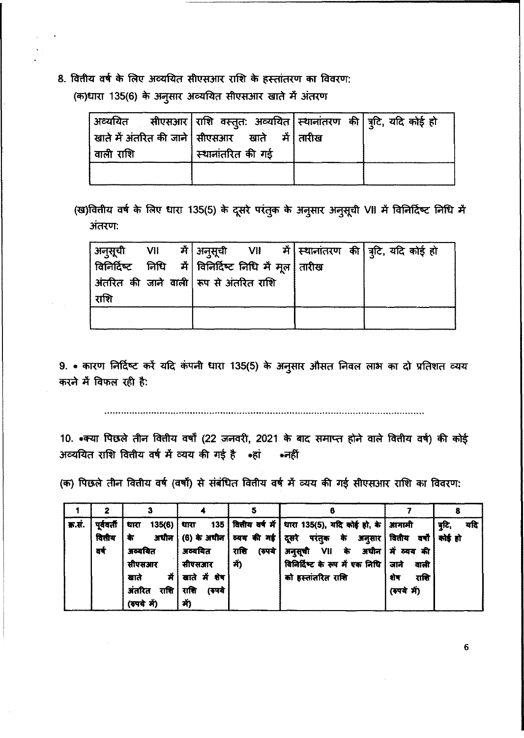8. वित्तीय वर्ष के लिए अव्ययित सीएसआर राशि के हस्तांतरण का विवरण:

(क)धारा 135(6) के अनुसार अव्ययित सीएसआर खाते में अंतरण

| अव्ययित सीएसआर खाते में अंतरित की जाने वाली राशि | राशि वस्तुत: अव्ययित सीएसआर खाते में स्थानांतरित की गई | स्थानांतरण की तारीख | त्रुटि, यदि कोई हो |
|---|---|---|---|
| | | | |

(ख)वित्तीय वर्ष के लिए धारा 135(5) के दूसरे परंतुक के अनुसार अनुसूची VII में विनिर्दिष्ट निधि में अंतरण:

| अनुसूची VII में विनिर्दिष्ट निधि में अंतरित की जाने वाली राशि | अनुसूची VII में विनिर्दिष्ट निधि में मूल रूप से अंतरित राशि | स्थानांतरण की तारीख | त्रुटि, यदि कोई हो |
|---|---|---|---|
| | | | |

9. * कारण निर्दिष्ट करें यदि कंपनी धारा 135(5) के अनुसार औसत निवल लाभ का दो प्रतिशत व्यय करने में विफल रही है:

..........................................................................................................................

10. *क्या पिछले तीन वित्तीय वर्षों (22 जनवरी, 2021 के बाद समाप्त होने वाले वित्तीय वर्ष) की कोई अव्ययित राशि वित्तीय वर्ष में व्यय की गई है *हां *नहीं

(क) पिछले तीन वित्तीय वर्ष (वर्षों) से संबंधित वित्तीय वर्ष में व्यय की गई सीएसआर राशि का विवरण:

| 1 | 2 | 3 | 4 | 5 | 6 | 7 | 8 |
|---|---|---|---|---|---|---|---|
| क्र.सं. | पूर्ववर्ती वित्तीय वर्ष | धारा 135(6) के अधीन अव्ययित सीएसआर खाते में अंतरित राशि (रुपये में) | धारा 135 (6) के अधीन अव्ययित सीएसआर खाते में शेष राशि (रुपये में) | वित्तीय वर्ष में व्यय की गई राशि (रुपये में) | धारा 135(5), यदि कोई हो, के दूसरे परंतुक के अनुसार अनुसूची VII के अधीन विनिर्दिष्ट के रूप में एक निधि को हस्तांतरित राशि | आगामी वित्तीय वर्षों में व्यय की जाने वाली शेष राशि (रुपये में) | त्रुटि, यदि कोई हो |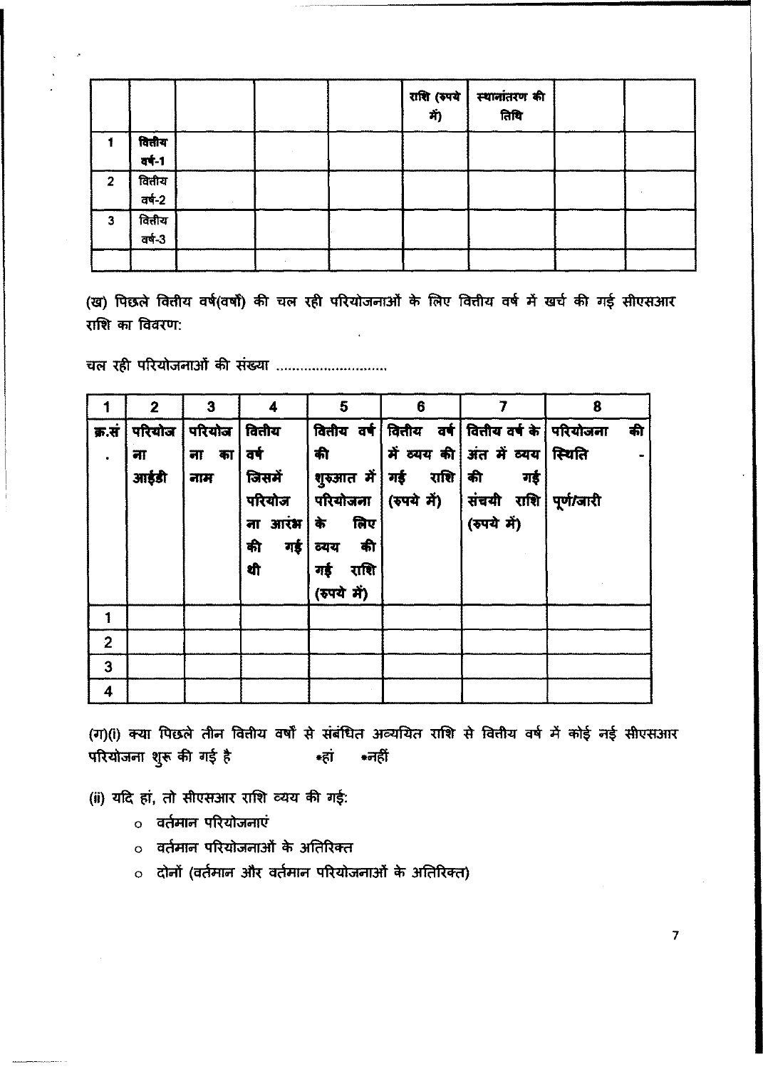| | | | | | राशि (रुपये में) | स्थानांतरण की तिथि | | |
|---|---|---|---|---|---|---|---|---|
| 1 | वित्तीय वर्ष-1 | | | | | | | |
| 2 | वित्तीय वर्ष-2 | | | | | | | |
| 3 | वित्तीय वर्ष-3 | | | | | | | |
| | | | | | | | | |

(ख) पिछले वित्तीय वर्ष(वर्षों) की चल रही परियोजनाओं के लिए वित्तीय वर्ष में खर्च की गई सीएसआर राशि का विवरण:

चल रही परियोजनाओं की संख्या ..........................

| 1 | 2 | 3 | 4 | 5 | 6 | 7 | 8 |
|---|---|---|---|---|---|---|---|
| क्र.सं. | परियोजना आईडी | परियोजना का नाम | वित्तीय वर्ष जिसमें परियोजना आरंभ की गई थी | वित्तीय वर्ष की शुरुआत में परियोजना के लिए व्यय की गई राशि (रुपये में) | वित्तीय वर्ष में व्यय की गई राशि (रुपये में) | वित्तीय वर्ष के अंत में व्यय की गई संचयी राशि (रुपये में) | परियोजना की स्थिति - पूर्ण/जारी |
| 1 | | | | | | | |
| 2 | | | | | | | |
| 3 | | | | | | | |
| 4 | | | | | | | |

(ग)(i) क्या पिछले तीन वित्तीय वर्षों से संबंधित अव्ययित राशि से वित्तीय वर्ष में कोई नई सीएसआर परियोजना शुरू की गई है *हां *नहीं

(ii) यदि हां, तो सीएसआर राशि व्यय की गई:

- वर्तमान परियोजनाएं
- वर्तमान परियोजनाओं के अतिरिक्त
- दोनों (वर्तमान और वर्तमान परियोजनाओं के अतिरिक्त)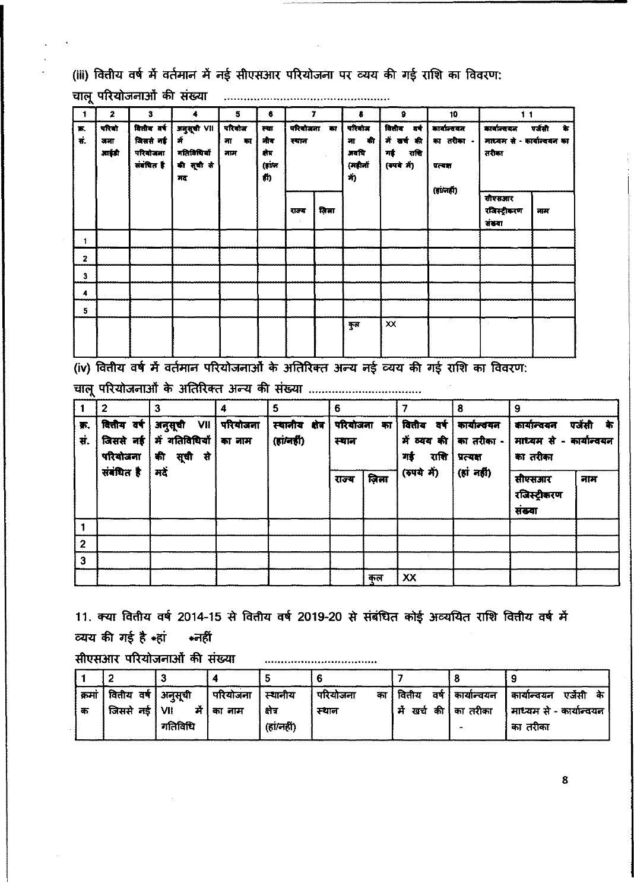(iii) वित्तीय वर्ष में वर्तमान में नई सीएसआर परियोजना पर व्यय की गई राशि का विवरण:

चालू परियोजनाओं की संख्या ...............................................

| 1 | 2 | 3 | 4 | 5 | 6 | 7 | | 8 | 9 | 10 | 11 | |
|---|---|---|---|---|---|---|---|---|---|---|---|---|
| क्र. सं. | परियोजना आईडी | वित्तीय वर्ष जिससे नई परियोजना संबंधित है | अनुसूची VII में गतिविधियों की सूची से मद | परियोजना का नाम | स्थानीय क्षेत्र (हां/नहीं) | परियोजना का स्थान | | परियोजना की अवधि (महीनों में) | वित्तीय वर्ष में खर्च की गई राशि (रुपये में) | कार्यान्वयन का तरीका - प्रत्यक्ष (हां/नहीं) | कार्यान्वयन एजेंसी के माध्यम से - कार्यान्वयन का तरीका | |
| | | | | | | राज्य | ज़िला | | | | सीएसआर रजिस्ट्रीकरण संख्या | नाम |
| 1 | | | | | | | | | | | | |
| 2 | | | | | | | | | | | | |
| 3 | | | | | | | | | | | | |
| 4 | | | | | | | | | | | | |
| 5 | | | | | | | | | | | | |
| | | | | | | | | कुल | XX | | | |

(iv) वित्तीय वर्ष में वर्तमान परियोजनाओं के अतिरिक्त अन्य नई व्यय की गई राशि का विवरण:

चालू परियोजनाओं के अतिरिक्त अन्य की संख्या .................................

| 1 | 2 | 3 | 4 | 5 | 6 | | 7 | 8 | 9 | |
|---|---|---|---|---|---|---|---|---|---|---|
| क्र. सं. | वित्तीय वर्ष जिससे नई परियोजना संबंधित है | अनुसूची VII में गतिविधियों की सूची से मदें | परियोजना का नाम | स्थानीय क्षेत्र (हां/नहीं) | परियोजना का स्थान | | वित्तीय वर्ष में व्यय की गई राशि (रुपये में) | कार्यान्वयन का तरीका - प्रत्यक्ष (हां नहीं) | कार्यान्वयन एजेंसी के माध्यम से - कार्यान्वयन का तरीका | |
| | | | | | राज्य | ज़िला | | | सीएसआर रजिस्ट्रीकरण संख्या | नाम |
| 1 | | | | | | | | | | |
| 2 | | | | | | | | | | |
| 3 | | | | | | | | | | |
| | | | | | | कुल | XX | | | |

11. क्या वित्तीय वर्ष 2014-15 से वित्तीय वर्ष 2019-20 से संबंधित कोई अव्ययित राशि वित्तीय वर्ष में व्यय की गई है *हां *नहीं

सीएसआर परियोजनाओं की संख्या .................................

| 1 | 2 | 3 | 4 | 5 | 6 | 7 | 8 | 9 |
|---|---|---|---|---|---|---|---|---|
| क्रमांक | वित्तीय वर्ष जिससे नई | अनुसूची VII में गतिविधि | परियोजना का नाम | स्थानीय क्षेत्र (हां/नहीं) | परियोजना का स्थान | वित्तीय वर्ष में खर्च की | कार्यान्वयन का तरीका - | कार्यान्वयन एजेंसी के माध्यम से - कार्यान्वयन का तरीका |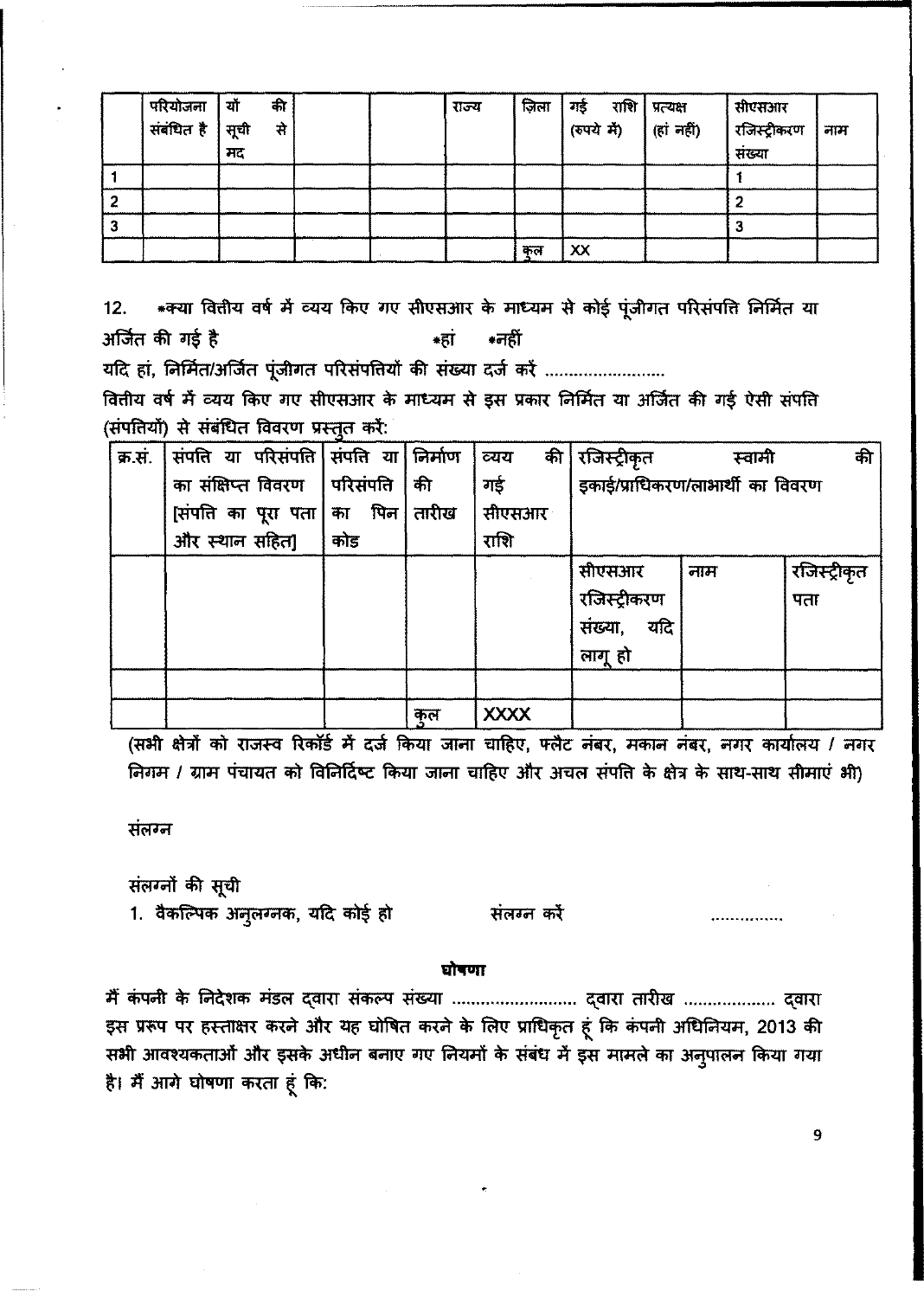| | परियोजना संबंधित है | यों की सूची से मद | | | राज्य | ज़िला | गई राशि (रुपये में) | प्रत्यक्ष (हां नहीं) | सीएसआर रजिस्ट्रीकरण संख्या | नाम |
|---|---|---|---|---|---|---|---|---|---|---|
| 1 | | | | | | | | | 1 | |
| 2 | | | | | | | | | 2 | |
| 3 | | | | | | | | | 3 | |
| | | | | | | कुल | XX | | | |

12. *क्या वित्तीय वर्ष में व्यय किए गए सीएसआर के माध्यम से कोई पूंजीगत परिसंपत्ति निर्मित या अर्जित की गई है *हां *नहीं

यदि हां, निर्मित/अर्जित पूंजीगत परिसंपत्तियों की संख्या दर्ज करें .........................

वित्तीय वर्ष में व्यय किए गए सीएसआर के माध्यम से इस प्रकार निर्मित या अर्जित की गई ऐसी संपत्ति (संपत्तियों) से संबंधित विवरण प्रस्तुत करें:

| क्र.सं. | संपत्ति या परिसंपत्ति का संक्षिप्त विवरण [संपत्ति का पूरा पता और स्थान सहित] | संपत्ति या परिसंपत्ति का पिन कोड | निर्माण की तारीख | व्यय की गई सीएसआर राशि | रजिस्ट्रीकृत स्वामी की इकाई/प्राधिकरण/लाभार्थी का विवरण | | |
|---|---|---|---|---|---|---|---|
| | | | | | सीएसआर रजिस्ट्रीकरण संख्या, यदि लागू हो | नाम | रजिस्ट्रीकृत पता |
| | | | | | | | |
| | | | कुल | XXXX | | | |

(सभी क्षेत्रों को राजस्व रिकॉर्ड में दर्ज किया जाना चाहिए, फ्लैट नंबर, मकान नंबर, नगर कार्यालय / नगर निगम / ग्राम पंचायत को विनिर्दिष्ट किया जाना चाहिए और अचल संपत्ति के क्षेत्र के साथ-साथ सीमाएं भी)

संलग्न

संलग्नों की सूची

1. वैकल्पिक अनुलग्नक, यदि कोई हो संलग्न करें ...............

### घोषणा

मैं कंपनी के निदेशक मंडल द्वारा संकल्प संख्या ......................... द्वारा तारीख .................. द्वारा इस प्ररूप पर हस्ताक्षर करने और यह घोषित करने के लिए प्राधिकृत हूं कि कंपनी अधिनियम, 2013 की सभी आवश्यकताओं और इसके अधीन बनाए गए नियमों के संबंध में इस मामले का अनुपालन किया गया है। मैं आगे घोषणा करता हूं कि: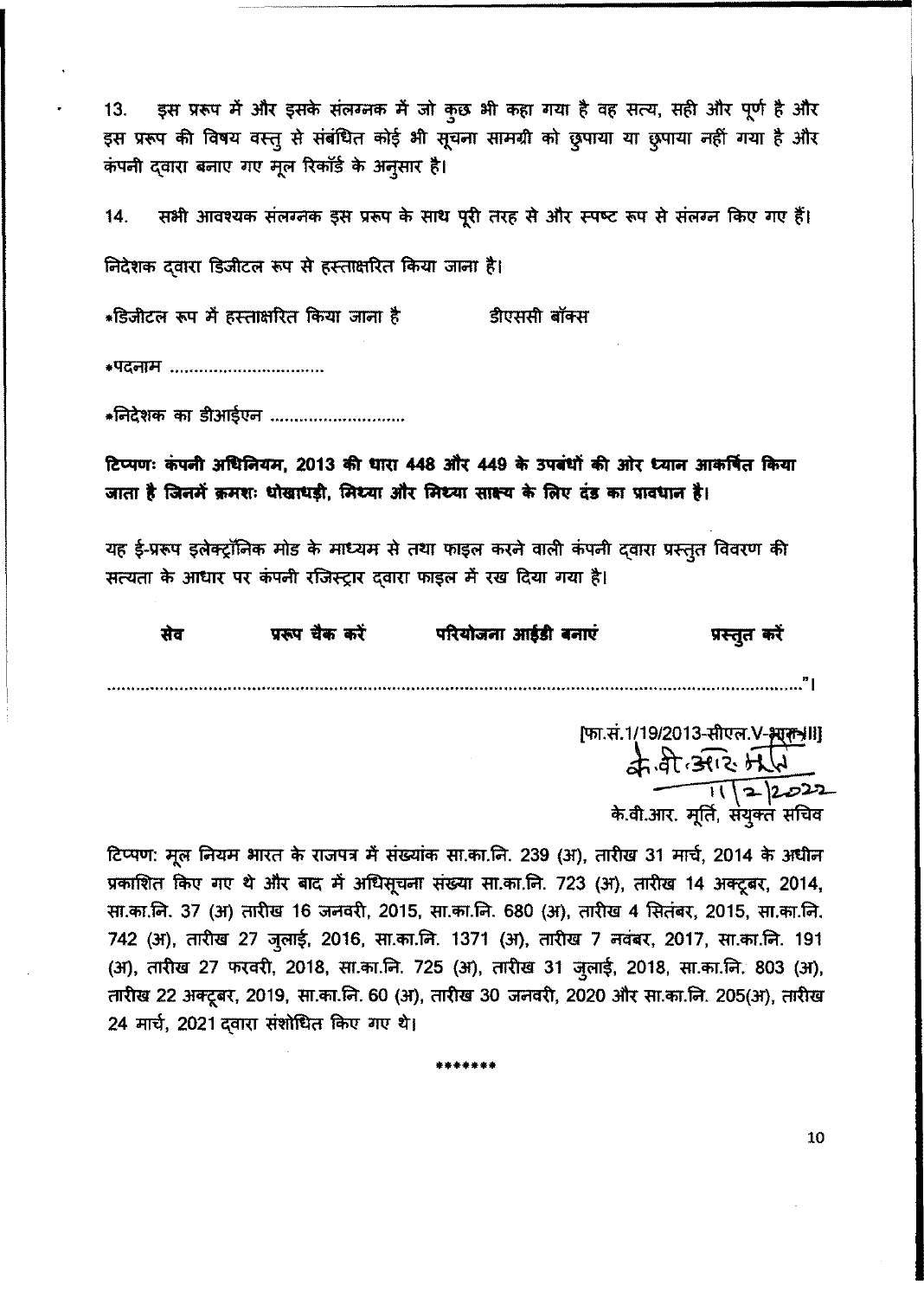13. इस प्ररूप में और इसके संलग्नक में जो कुछ भी कहा गया है वह सत्य, सही और पूर्ण है और इस प्ररूप की विषय वस्तु से संबंधित कोई भी सूचना सामग्री को छुपाया या छुपाया नहीं गया है और कंपनी द्वारा बनाए गए मूल रिकॉर्ड के अनुसार है।

14. सभी आवश्यक संलग्नक इस प्ररूप के साथ पूरी तरह से और स्पष्ट रूप से संलग्न किए गए हैं।

निदेशक द्वारा डिजीटल रूप से हस्ताक्षरित किया जाना है।

*डिजीटल रूप में हस्ताक्षरित किया जाना है          डीएससी बॉक्स

*पदनाम ................................

*निदेशक का डीआईएन ............................

**टिप्पणः कंपनी अधिनियम, 2013 की धारा 448 और 449 के उपबंधों की ओर ध्यान आकर्षित किया जाता है जिनमें क्रमशः धोखाधड़ी, मिथ्या और मिथ्या साक्ष्य के लिए दंड का प्रावधान है।**

यह ई-प्ररूप इलेक्ट्रॉनिक मोड के माध्यम से तथा फाइल करने वाली कंपनी द्वारा प्रस्तुत विवरण की सत्यता के आधार पर कंपनी रजिस्ट्रार द्वारा फाइल में रख दिया गया है।

**सेव          प्ररूप चैक करें          परियोजना आईडी बनाएं          प्रस्तुत करें**

..........................................................................................................................................."।

[फा.सं.1/19/2013-सीएल.V-भाग-III]

के.वी.आर. मूर्ति
11/2/2022

के.वी.आर. मूर्ति, संयुक्त सचिव

टिप्पण: मूल नियम भारत के राजपत्र में संख्यांक सा.का.नि. 239 (अ), तारीख 31 मार्च, 2014 के अधीन प्रकाशित किए गए थे और बाद में अधिसूचना संख्या सा.का.नि. 723 (अ), तारीख 14 अक्टूबर, 2014, सा.का.नि. 37 (अ) तारीख 16 जनवरी, 2015, सा.का.नि. 680 (अ), तारीख 4 सितंबर, 2015, सा.का.नि. 742 (अ), तारीख 27 जुलाई, 2016, सा.का.नि. 1371 (अ), तारीख 7 नवंबर, 2017, सा.का.नि. 191 (अ), तारीख 27 फरवरी, 2018, सा.का.नि. 725 (अ), तारीख 31 जुलाई, 2018, सा.का.नि. 803 (अ), तारीख 22 अक्टूबर, 2019, सा.का.नि. 60 (अ), तारीख 30 जनवरी, 2020 और सा.का.नि. 205(अ), तारीख 24 मार्च, 2021 द्वारा संशोधित किए गए थे।

*******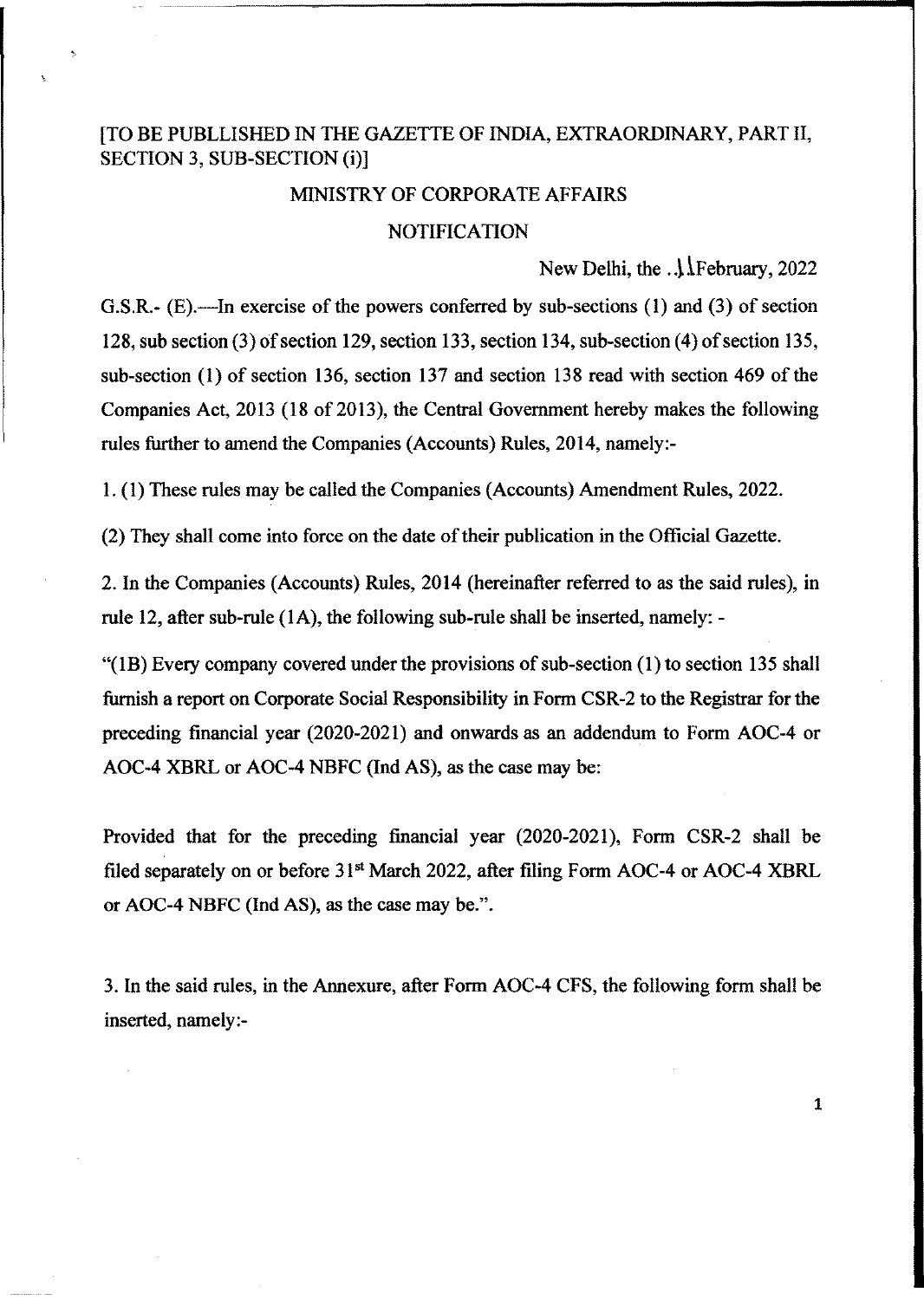[TO BE PUBLLISHED IN THE GAZETTE OF INDIA, EXTRAORDINARY, PART II, SECTION 3, SUB-SECTION (i)]

MINISTRY OF CORPORATE AFFAIRS

NOTIFICATION

New Delhi, the ..11February, 2022

G.S.R.- (E).—In exercise of the powers conferred by sub-sections (1) and (3) of section 128, sub section (3) of section 129, section 133, section 134, sub-section (4) of section 135, sub-section (1) of section 136, section 137 and section 138 read with section 469 of the Companies Act, 2013 (18 of 2013), the Central Government hereby makes the following rules further to amend the Companies (Accounts) Rules, 2014, namely:-

1. (1) These rules may be called the Companies (Accounts) Amendment Rules, 2022.

(2) They shall come into force on the date of their publication in the Official Gazette.

2. In the Companies (Accounts) Rules, 2014 (hereinafter referred to as the said rules), in rule 12, after sub-rule (1A), the following sub-rule shall be inserted, namely: -

"(1B) Every company covered under the provisions of sub-section (1) to section 135 shall furnish a report on Corporate Social Responsibility in Form CSR-2 to the Registrar for the preceding financial year (2020-2021) and onwards as an addendum to Form AOC-4 or AOC-4 XBRL or AOC-4 NBFC (Ind AS), as the case may be:

Provided that for the preceding financial year (2020-2021), Form CSR-2 shall be filed separately on or before 31st March 2022, after filing Form AOC-4 or AOC-4 XBRL or AOC-4 NBFC (Ind AS), as the case may be.".

3. In the said rules, in the Annexure, after Form AOC-4 CFS, the following form shall be inserted, namely:-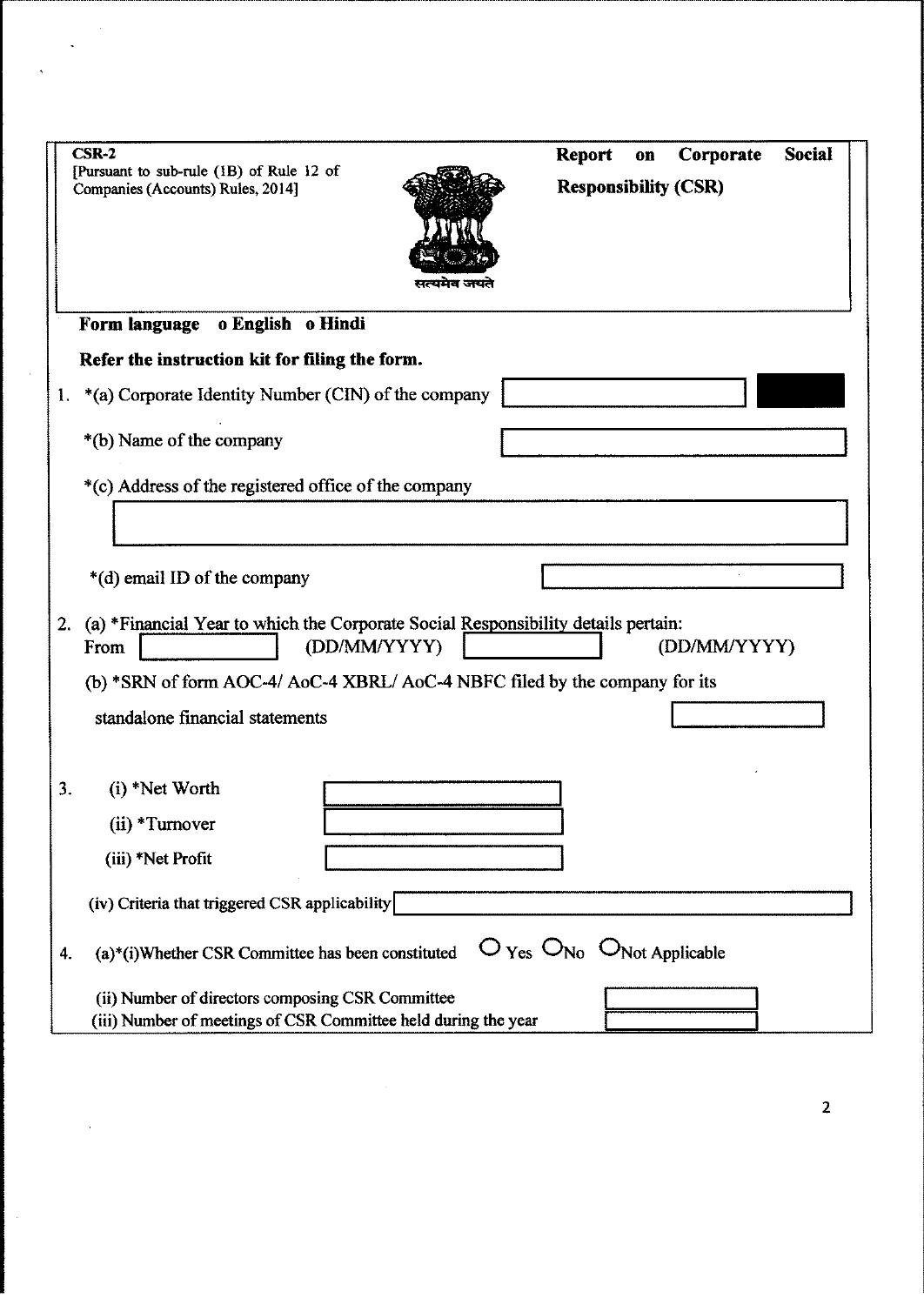**CSR-2**

[Pursuant to sub-rule (1B) of Rule 12 of Companies (Accounts) Rules, 2014]

सत्यमेव जयते

**Report on Corporate Social Responsibility (CSR)**

**Form language o English o Hindi**

**Refer the instruction kit for filing the form.**

1. *(a) Corporate Identity Number (CIN) of the company

   *(b) Name of the company

   *(c) Address of the registered office of the company

   *(d) email ID of the company

2. (a) *Financial Year to which the Corporate Social Responsibility details pertain:
   From (DD/MM/YYYY) (DD/MM/YYYY)

   (b) *SRN of form AOC-4/ AoC-4 XBRL/ AoC-4 NBFC filed by the company for its standalone financial statements

3. (i) *Net Worth

   (ii) *Turnover

   (iii) *Net Profit

   (iv) Criteria that triggered CSR applicability

4. (a)*(i)Whether CSR Committee has been constituted ○ Yes ○ No ○ Not Applicable

   (ii) Number of directors composing CSR Committee

   (iii) Number of meetings of CSR Committee held during the year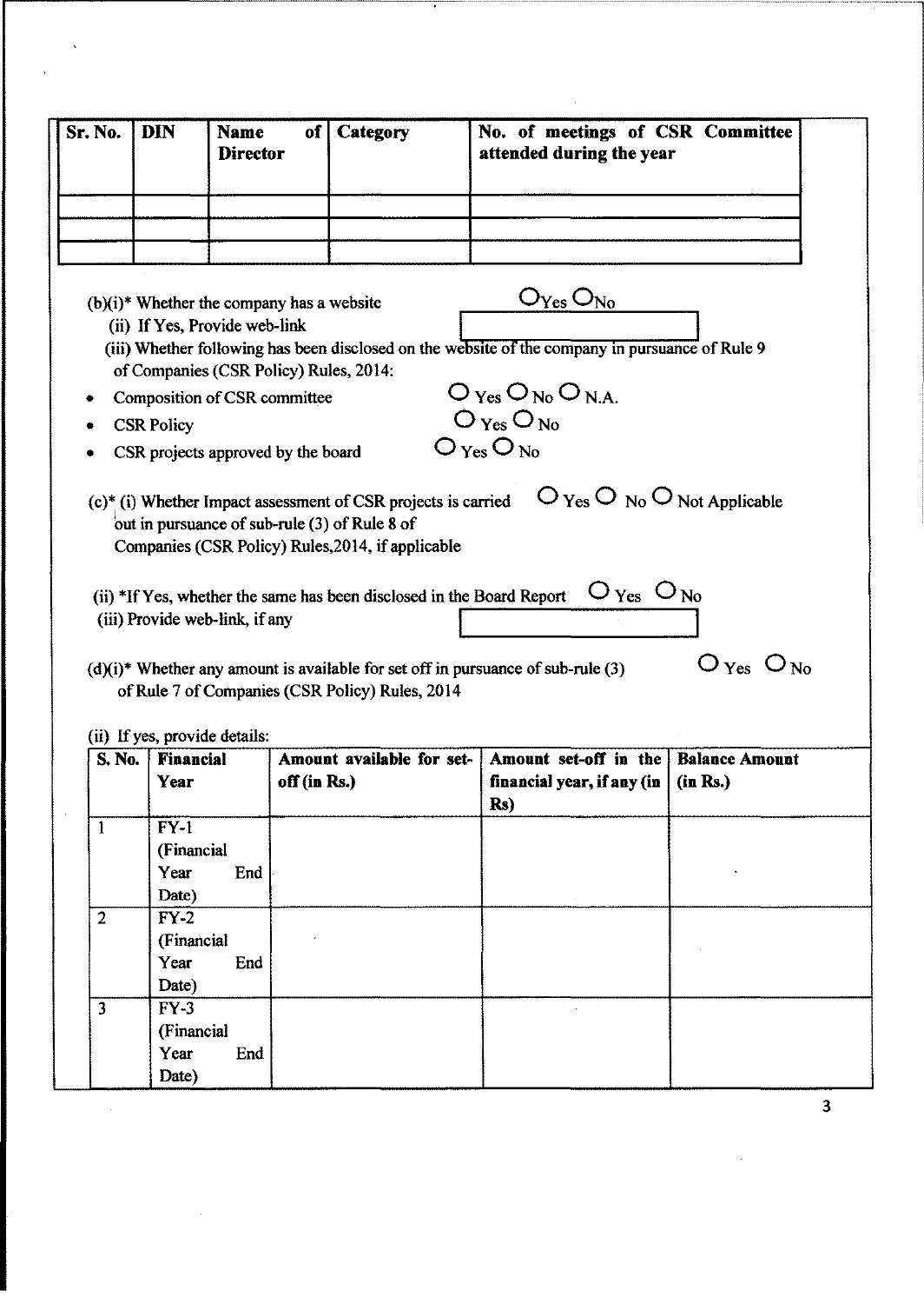| Sr. No. | DIN | Name of Director | Category | No. of meetings of CSR Committee attended during the year |
|---|---|---|---|---|
| | | | | |
| | | | | |
| | | | | |

(b)(i)* Whether the company has a website ○Yes ○No

(ii) If Yes, Provide web-link

(iii) Whether following has been disclosed on the website of the company in pursuance of Rule 9 of Companies (CSR Policy) Rules, 2014:

- Composition of CSR committee ○ Yes ○ No ○ N.A.
- CSR Policy ○ Yes ○ No
- CSR projects approved by the board ○ Yes ○ No

(c)* (i) Whether Impact assessment of CSR projects is carried out in pursuance of sub-rule (3) of Rule 8 of Companies (CSR Policy) Rules,2014, if applicable ○ Yes ○ No ○ Not Applicable

(ii) *If Yes, whether the same has been disclosed in the Board Report ○ Yes ○ No

(iii) Provide web-link, if any

(d)(i)* Whether any amount is available for set off in pursuance of sub-rule (3) of Rule 7 of Companies (CSR Policy) Rules, 2014 ○ Yes ○ No

(ii) If yes, provide details:

| S. No. | Financial Year | Amount available for set-off (in Rs.) | Amount set-off in the financial year, if any (in Rs) | Balance Amount (in Rs.) |
|---|---|---|---|---|
| 1 | FY-1 (Financial Year End Date) | | | |
| 2 | FY-2 (Financial Year End Date) | | | |
| 3 | FY-3 (Financial Year End Date) | | | |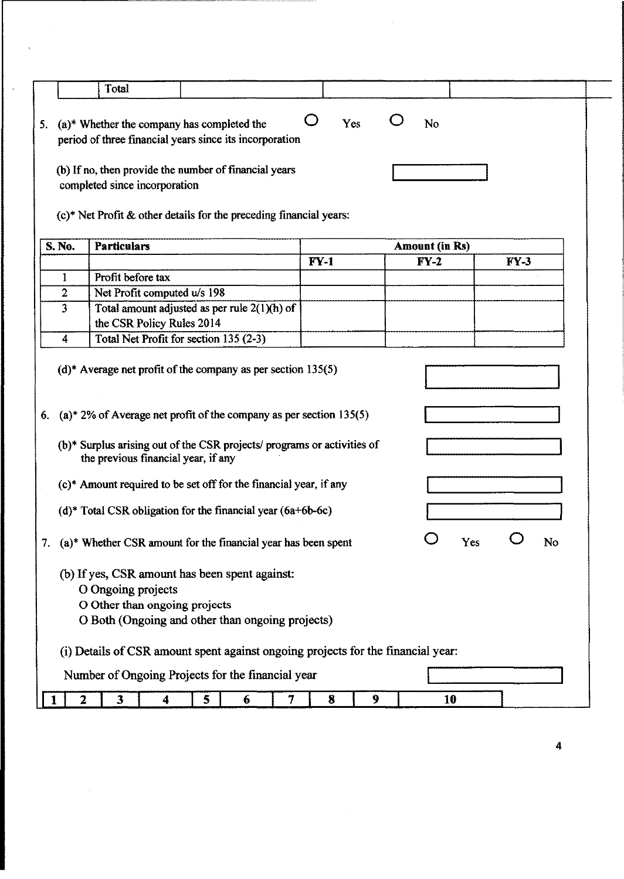| | Total | | | |
|---|---|---|---|---|

5. (a)* Whether the company has completed the period of three financial years since its incorporation ○ Yes ○ No

   (b) If no, then provide the number of financial years completed since incorporation

   (c)* Net Profit & other details for the preceding financial years:

| S. No. | Particulars | Amount (in Rs) | | |
|---|---|---|---|---|
| | | FY-1 | FY-2 | FY-3 |
| 1 | Profit before tax | | | |
| 2 | Net Profit computed u/s 198 | | | |
| 3 | Total amount adjusted as per rule 2(1)(h) of the CSR Policy Rules 2014 | | | |
| 4 | Total Net Profit for section 135 (2-3) | | | |

   (d)* Average net profit of the company as per section 135(5)

6. (a)* 2% of Average net profit of the company as per section 135(5)

   (b)* Surplus arising out of the CSR projects/ programs or activities of the previous financial year, if any

   (c)* Amount required to be set off for the financial year, if any

   (d)* Total CSR obligation for the financial year (6a+6b-6c)

7. (a)* Whether CSR amount for the financial year has been spent ○ Yes ○ No

   (b) If yes, CSR amount has been spent against:
   - O Ongoing projects
   - O Other than ongoing projects
   - O Both (Ongoing and other than ongoing projects)

   (i) Details of CSR amount spent against ongoing projects for the financial year:

   Number of Ongoing Projects for the financial year

| 1 | 2 | 3 | 4 | 5 | 6 | 7 | 8 | 9 | 10 |
|---|---|---|---|---|---|---|---|---|---|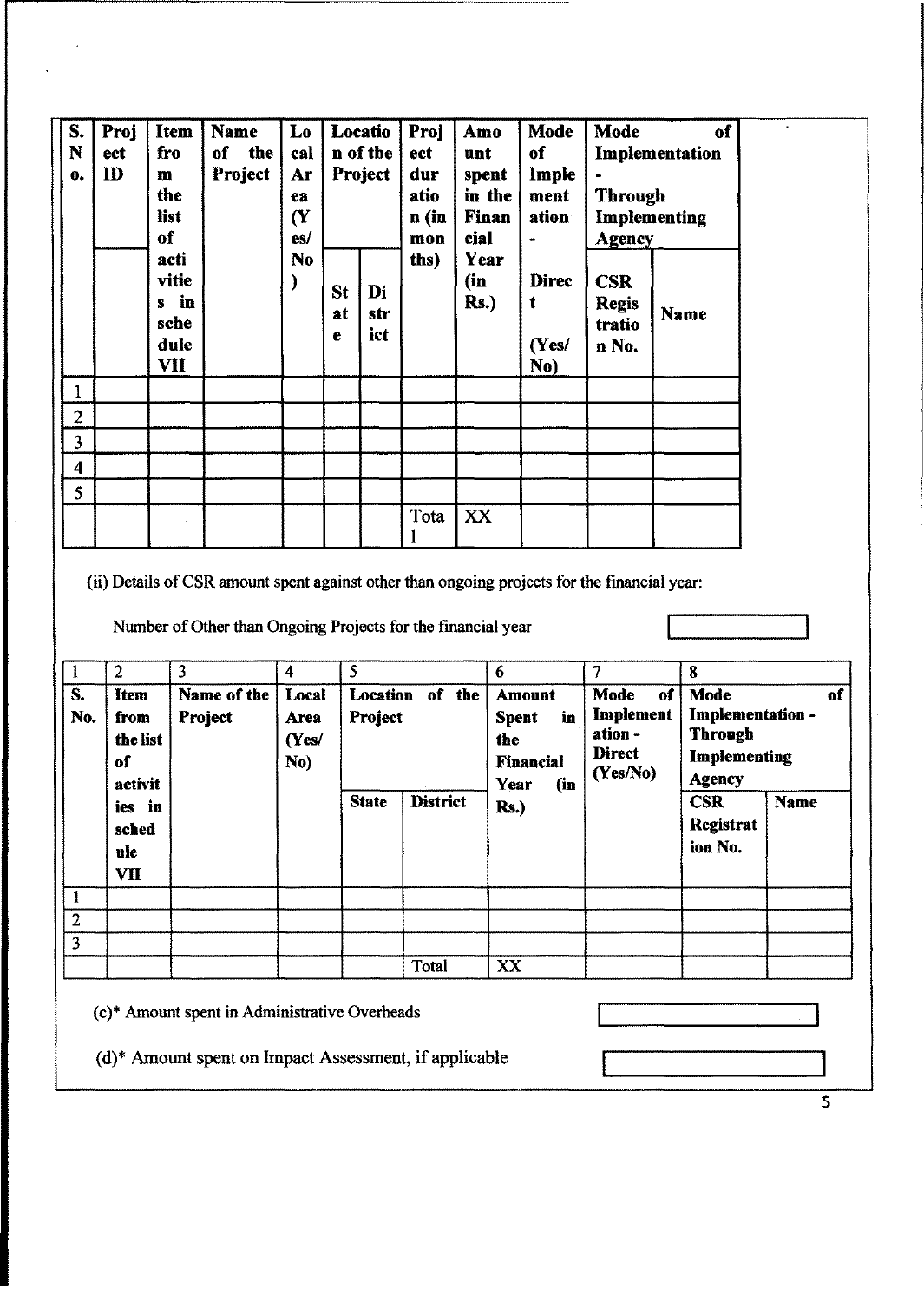| S. No. | Project ID | Item from the list of activities in schedule VII | Name of the Project | Local Area (Yes/ No) | Location of the Project | | Project duration (in months) | Amount spent in the Financial Year (in Rs.) | Mode of Implementation - Direct (Yes/ No) | Mode of Implementation - Through Implementing Agency | |
|---|---|---|---|---|---|---|---|---|---|---|---|
| | | | | | State | District | | | | CSR Registration No. | Name |
| 1 | | | | | | | | | | | |
| 2 | | | | | | | | | | | |
| 3 | | | | | | | | | | | |
| 4 | | | | | | | | | | | |
| 5 | | | | | | | | | | | |
| | | | | | | | Total | XX | | | |

(ii) Details of CSR amount spent against other than ongoing projects for the financial year:

Number of Other than Ongoing Projects for the financial year

| 1 | 2 | 3 | 4 | 5 | | 6 | 7 | 8 | |
|---|---|---|---|---|---|---|---|---|---|
| S. No. | Item from the list of activities in schedule VII | Name of the Project | Local Area (Yes/ No) | Location of the Project | | Amount Spent in the Financial Year (in Rs.) | Mode of Implementation - Direct (Yes/No) | Mode of Implementation - Through Implementing Agency | |
| | | | | State | District | | | CSR Registration No. | Name |
| 1 | | | | | | | | | |
| 2 | | | | | | | | | |
| 3 | | | | | | | | | |
| | | | | | Total | XX | | | |

(c)* Amount spent in Administrative Overheads

(d)* Amount spent on Impact Assessment, if applicable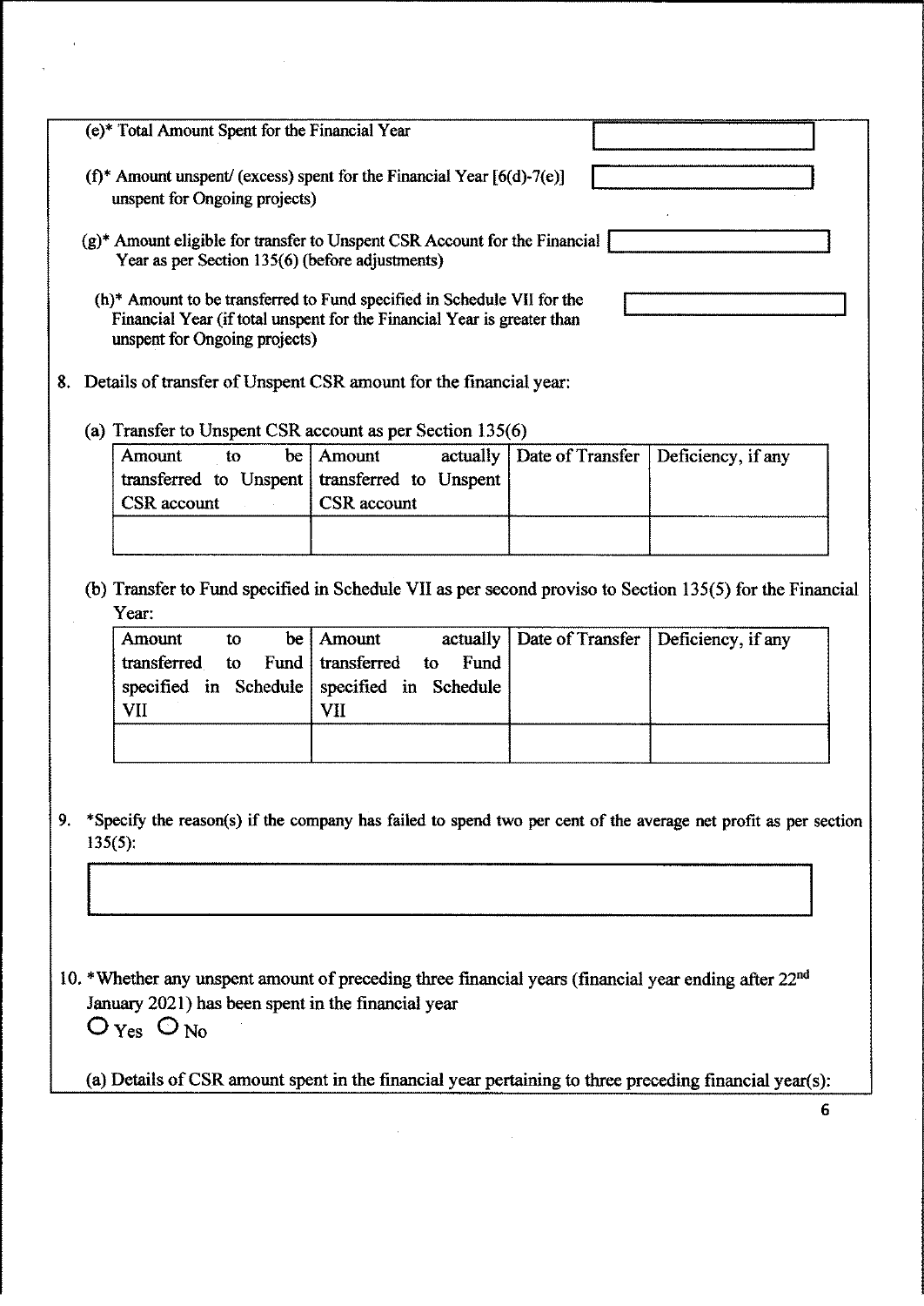(e)* Total Amount Spent for the Financial Year

(f)* Amount unspent/ (excess) spent for the Financial Year [6(d)-7(e)] unspent for Ongoing projects)

(g)* Amount eligible for transfer to Unspent CSR Account for the Financial Year as per Section 135(6) (before adjustments)

(h)* Amount to be transferred to Fund specified in Schedule VII for the Financial Year (if total unspent for the Financial Year is greater than unspent for Ongoing projects)

8. Details of transfer of Unspent CSR amount for the financial year:

(a) Transfer to Unspent CSR account as per Section 135(6)

| Amount to be transferred to Unspent CSR account | Amount actually transferred to Unspent CSR account | Date of Transfer | Deficiency, if any |
|---|---|---|---|
| | | | |

(b) Transfer to Fund specified in Schedule VII as per second proviso to Section 135(5) for the Financial Year:

| Amount to be transferred to Fund specified in Schedule VII | Amount actually transferred to Fund specified in Schedule VII | Date of Transfer | Deficiency, if any |
|---|---|---|---|
| | | | |

9. *Specify the reason(s) if the company has failed to spend two per cent of the average net profit as per section 135(5):

10. *Whether any unspent amount of preceding three financial years (financial year ending after 22nd January 2021) has been spent in the financial year

O Yes O No

(a) Details of CSR amount spent in the financial year pertaining to three preceding financial year(s):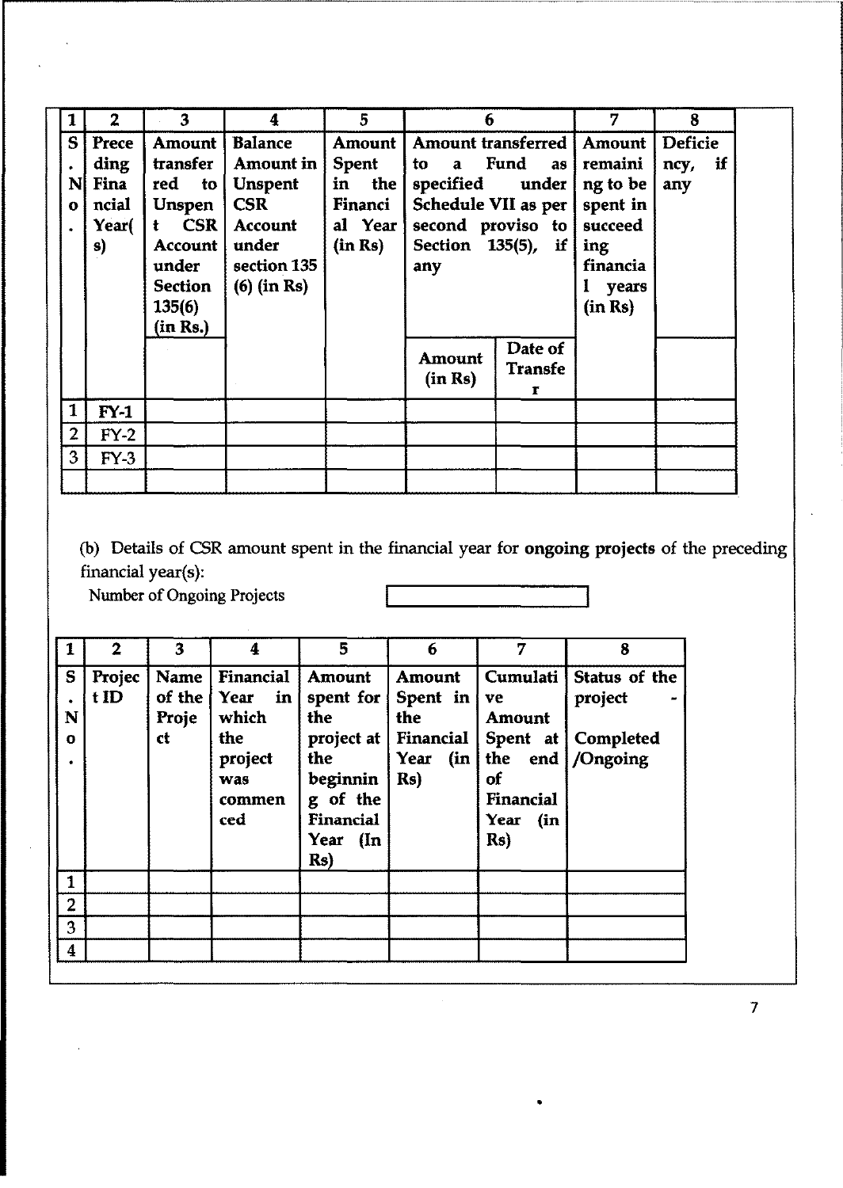| 1 | 2 | 3 | 4 | 5 | 6 | | 7 | 8 |
|---|---|---|---|---|---|---|---|---|
| S. No. | Preceding Financial Year(s) | Amount transferred to Unspent CSR Account under Section 135(6) (in Rs.) | Balance Amount in Unspent CSR Account under section 135 (6) (in Rs) | Amount Spent in the Financial Year (in Rs) | Amount transferred to a Fund as specified under Schedule VII as per second proviso to Section 135(5), if any | | Amount remaining to be spent in succeeding financial years (in Rs) | Deficiency, if any |
| | | | | | Amount (in Rs) | Date of Transfer | | |
| 1 | FY-1 | | | | | | | |
| 2 | FY-2 | | | | | | | |
| 3 | FY-3 | | | | | | | |
| | | | | | | | | |

(b) Details of CSR amount spent in the financial year for **ongoing projects** of the preceding financial year(s):

Number of Ongoing Projects

| 1 | 2 | 3 | 4 | 5 | 6 | 7 | 8 |
|---|---|---|---|---|---|---|---|
| S. No. | Project ID | Name of the Project | Financial Year in which the project was commenced | Amount spent for the project at the beginning of the Financial Year (In Rs) | Amount Spent in the Financial Year (in Rs) | Cumulative Amount Spent at the end of Financial Year (in Rs) | Status of the project - Completed /Ongoing |
| 1 | | | | | | | |
| 2 | | | | | | | |
| 3 | | | | | | | |
| 4 | | | | | | | |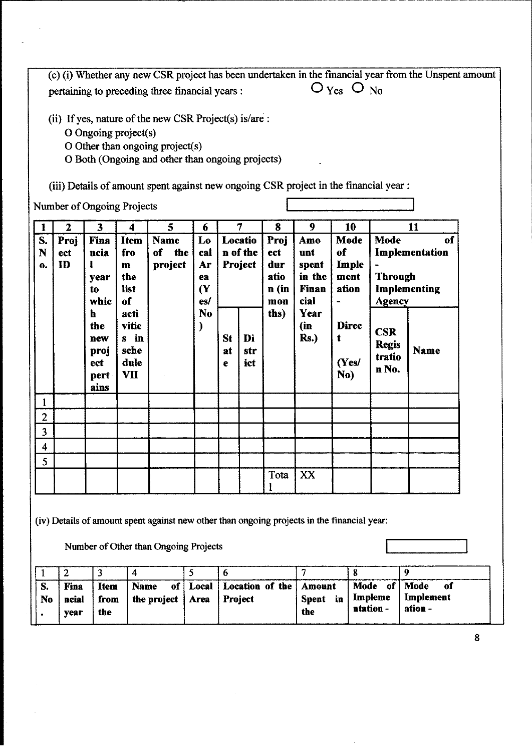(c) (i) Whether any new CSR project has been undertaken in the financial year from the Unspent amount pertaining to preceding three financial years : O Yes O No

(ii) If yes, nature of the new CSR Project(s) is/are :

O Ongoing project(s)

O Other than ongoing project(s)

O Both (Ongoing and other than ongoing projects)

(iii) Details of amount spent against new ongoing CSR project in the financial year :

Number of Ongoing Projects

| 1 | 2 | 3 | 4 | 5 | 6 | 7 | | 8 | 9 | 10 | 11 | |
|---|---|---|---|---|---|---|---|---|---|---|---|---|
| **S. No.** | **Project ID** | **Financial year to which the new project pertains** | **Item from the list of activities in schedule VII** | **Name of the project** | **Local Area (Yes/ No)** | **Location of the Project** | | **Project duration (in months)** | **Amount spent in the Financial Year (in Rs.)** | **Mode of Implementation - Direct (Yes/ No)** | **Mode of Implementation - Through Implementing Agency** | |
| | | | | | | **State** | **District** | | | | **CSR Registration No.** | **Name** |
| 1 | | | | | | | | | | | | |
| 2 | | | | | | | | | | | | |
| 3 | | | | | | | | | | | | |
| 4 | | | | | | | | | | | | |
| 5 | | | | | | | | | | | | |
| | | | | | | | | Total | XX | | | |

(iv) Details of amount spent against new other than ongoing projects in the financial year:

Number of Other than Ongoing Projects

| 1 | 2 | 3 | 4 | 5 | 6 | 7 | 8 | 9 |
|---|---|---|---|---|---|---|---|---|
| **S. No.** | **Financial year** | **Item from the** | **Name of the project** | **Local Area** | **Location of the Project** | **Amount Spent in the** | **Mode of Implementation -** | **Mode of Implementation -** |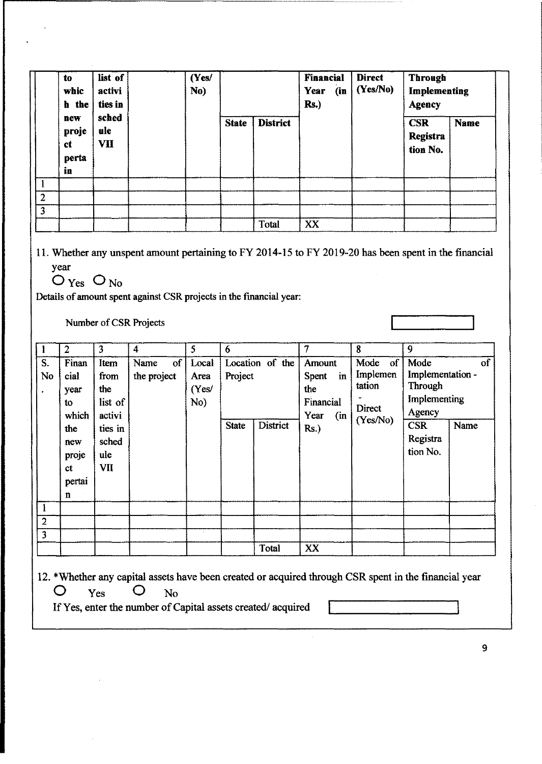| | to which the new project pertain | list of activities in schedule VII | | (Yes/No) | | | Financial Year (in Rs.) | Direct (Yes/No) | Through Implementing Agency | |
|---|---|---|---|---|---|---|---|---|---|---|
| | | | | | State | District | | | CSR Registration No. | Name |
| 1 | | | | | | | | | | |
| 2 | | | | | | | | | | |
| 3 | | | | | | | | | | |
| | | | | | | Total | XX | | | |

11. Whether any unspent amount pertaining to FY 2014-15 to FY 2019-20 has been spent in the financial year

O Yes O No

Details of amount spent against CSR projects in the financial year:

Number of CSR Projects

| 1 | 2 | 3 | 4 | 5 | 6 | | 7 | 8 | 9 | |
|---|---|---|---|---|---|---|---|---|---|---|
| S. No. | Financial year to which the new project pertain | Item from the list of activities in schedule VII | Name of the project | Local Area (Yes/No) | Location of the Project | | Amount Spent in the Financial Year (in Rs.) | Mode of Implementation - Direct (Yes/No) | Mode of Implementation - Through Implementing Agency | |
| | | | | | State | District | | | CSR Registration No. | Name |
| 1 | | | | | | | | | | |
| 2 | | | | | | | | | | |
| 3 | | | | | | | | | | |
| | | | | | | Total | XX | | | |

12. *Whether any capital assets have been created or acquired through CSR spent in the financial year

O Yes O No

If Yes, enter the number of Capital assets created/ acquired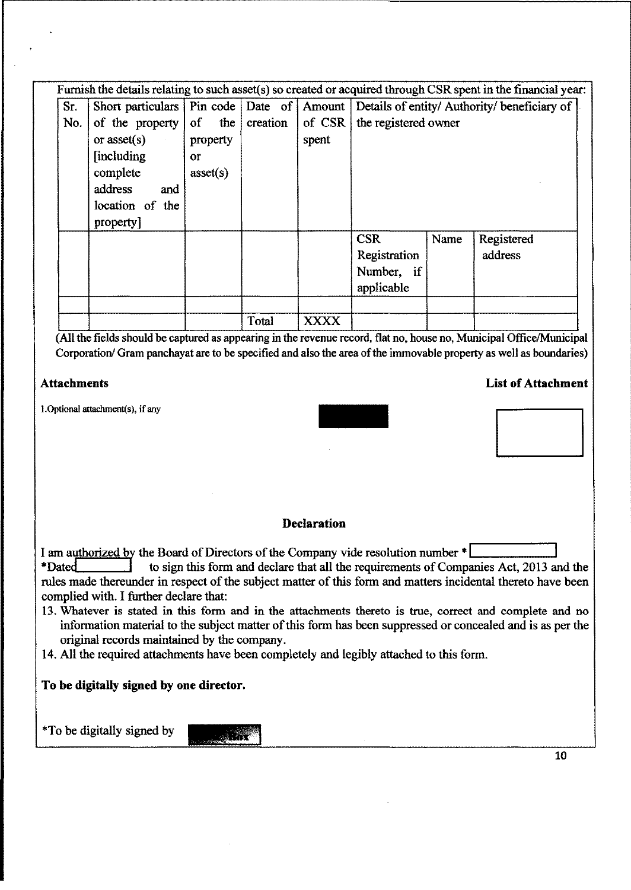Furnish the details relating to such asset(s) so created or acquired through CSR spent in the financial year:

| Sr. No. | Short particulars of the property or asset(s) [including complete address and location of the property] | Pin code of the property or asset(s) | Date of creation | Amount of CSR spent | Details of entity/ Authority/ beneficiary of the registered owner | | |
|---|---|---|---|---|---|---|---|
| | | | | | CSR Registration Number, if applicable | Name | Registered address |
| | | | | | | | |
| | | | Total | XXXX | | | |

(All the fields should be captured as appearing in the revenue record, flat no, house no, Municipal Office/Municipal Corporation/ Gram panchayat are to be specified and also the area of the immovable property as well as boundaries)

**Attachments** **List of Attachment**

1.Optional attachment(s), if any

### Declaration

I am authorized by the Board of Directors of the Company vide resolution number * ______ *Dated ______ to sign this form and declare that all the requirements of Companies Act, 2013 and the rules made thereunder in respect of the subject matter of this form and matters incidental thereto have been complied with. I further declare that:

13. Whatever is stated in this form and in the attachments thereto is true, correct and complete and no information material to the subject matter of this form has been suppressed or concealed and is as per the original records maintained by the company.
14. All the required attachments have been completely and legibly attached to this form.

**To be digitally signed by one director.**

*To be digitally signed by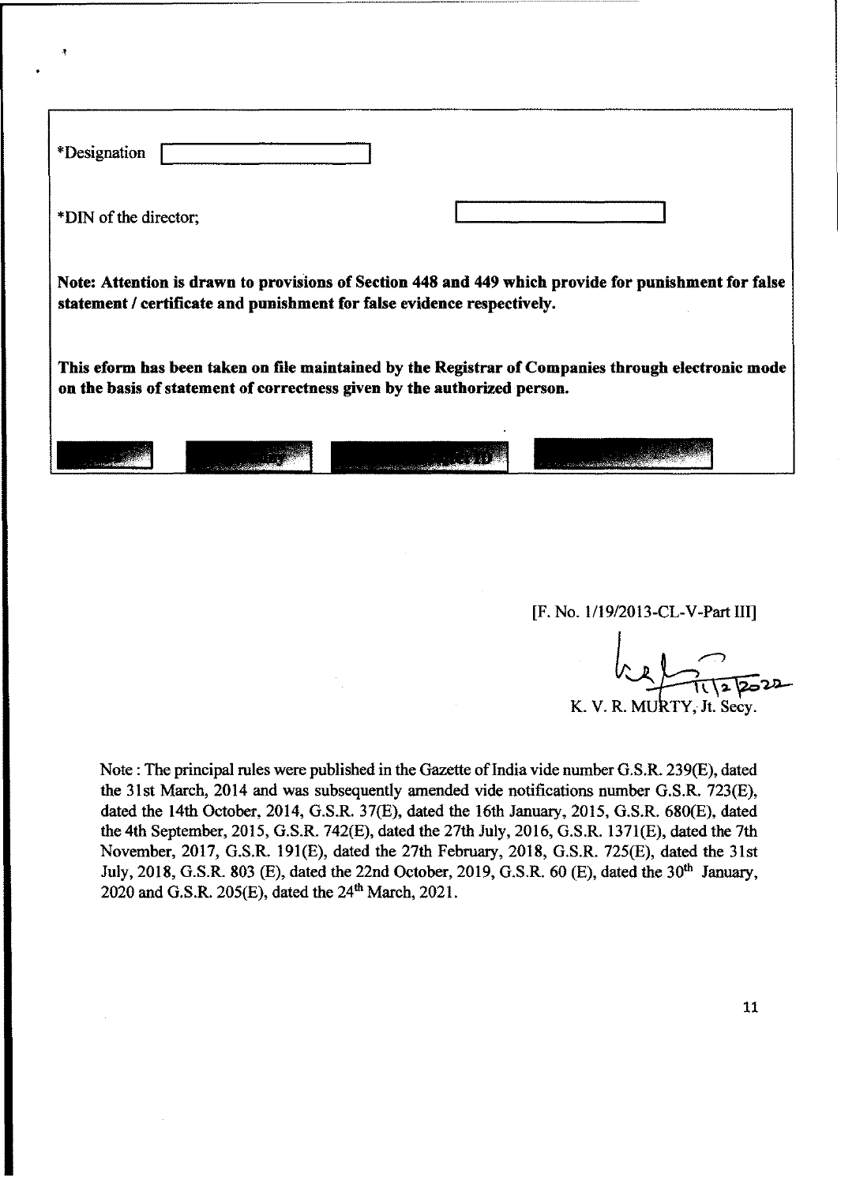*Designation

*DIN of the director;

**Note: Attention is drawn to provisions of Section 448 and 449 which provide for punishment for false statement / certificate and punishment for false evidence respectively.**

**This eform has been taken on file maintained by the Registrar of Companies through electronic mode on the basis of statement of correctness given by the authorized person.**

[F. No. 1/19/2013-CL-V-Part III]

11/2/2022

K. V. R. MURTY, Jt. Secy.

Note : The principal rules were published in the Gazette of India vide number G.S.R. 239(E), dated the 31st March, 2014 and was subsequently amended vide notifications number G.S.R. 723(E), dated the 14th October, 2014, G.S.R. 37(E), dated the 16th January, 2015, G.S.R. 680(E), dated the 4th September, 2015, G.S.R. 742(E), dated the 27th July, 2016, G.S.R. 1371(E), dated the 7th November, 2017, G.S.R. 191(E), dated the 27th February, 2018, G.S.R. 725(E), dated the 31st July, 2018, G.S.R. 803 (E), dated the 22nd October, 2019, G.S.R. 60 (E), dated the 30th January, 2020 and G.S.R. 205(E), dated the 24th March, 2021.